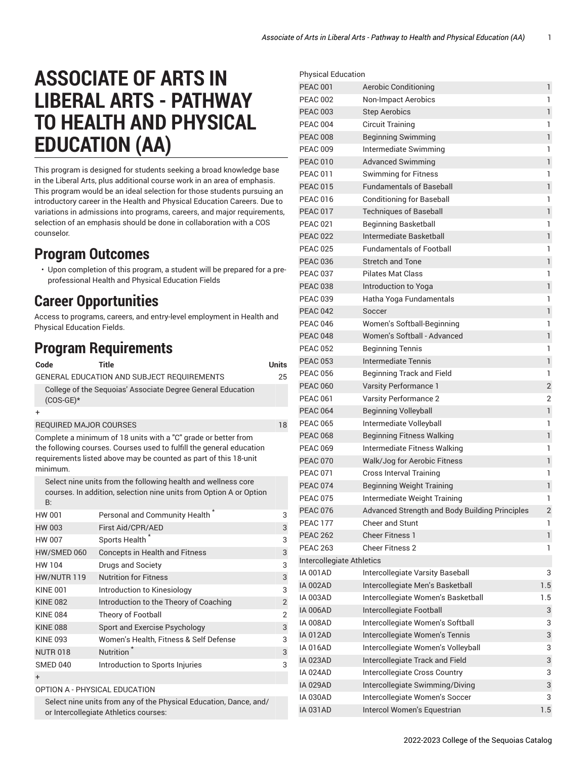# ASSOCIATE OF ARTS IN LIBERAL ARTS - PATHWAY TO HEALTH AND PHYSICAL EDUCATION (AA)

This program is designed for students seeking a broad knowledge base in the Liberal Arts, plus additional course work in an area of emphasis. This program would be an ideal selection for those students pursuing an introductory career in the Health and Physical Education Careers. Due to variations in admissions into programs, careers, and major requirements, selection of an emphasis should be done in collaboration with a COS counselor.

## Program Outcomes

- Upon completion of this program, a student will be prepared for a pre-professional Health and Physical Education Fields

## Career Opportunities

Access to programs, careers, and entry-level employment in Health and Physical Education Fields.

## Program Requirements

| Code | Title | Units |
|---|---|---|
| GENERAL EDUCATION AND SUBJECT REQUIREMENTS | | 25 |
| College of the Sequoias' Associate Degree General Education (COS-GE)* | | |
| + | | |
| REQUIRED MAJOR COURSES | | 18 |
| Complete a minimum of 18 units with a "C" grade or better from the following courses. Courses used to fulfill the general education requirements listed above may be counted as part of this 18-unit minimum. | | |
| Select nine units from the following health and wellness core courses. In addition, selection nine units from Option A or Option B: | | |
| HW 001 | Personal and Community Health * | 3 |
| HW 003 | First Aid/CPR/AED | 3 |
| HW 007 | Sports Health * | 3 |
| HW/SMED 060 | Concepts in Health and Fitness | 3 |
| HW 104 | Drugs and Society | 3 |
| HW/NUTR 119 | Nutrition for Fitness | 3 |
| KINE 001 | Introduction to Kinesiology | 3 |
| KINE 082 | Introduction to the Theory of Coaching | 2 |
| KINE 084 | Theory of Football | 2 |
| KINE 088 | Sport and Exercise Psychology | 3 |
| KINE 093 | Women's Health, Fitness & Self Defense | 3 |
| NUTR 018 | Nutrition * | 3 |
| SMED 040 | Introduction to Sports Injuries | 3 |
| + | | |
| OPTION A - PHYSICAL EDUCATION | | |
| Select nine units from any of the Physical Education, Dance, and/or Intercollegiate Athletics courses: | | |
| Physical Education | | |
| PEAC 001 | Aerobic Conditioning | 1 |
| PEAC 002 | Non-Impact Aerobics | 1 |
| PEAC 003 | Step Aerobics | 1 |
| PEAC 004 | Circuit Training | 1 |
| PEAC 008 | Beginning Swimming | 1 |
| PEAC 009 | Intermediate Swimming | 1 |
| PEAC 010 | Advanced Swimming | 1 |
| PEAC 011 | Swimming for Fitness | 1 |
| PEAC 015 | Fundamentals of Baseball | 1 |
| PEAC 016 | Conditioning for Baseball | 1 |
| PEAC 017 | Techniques of Baseball | 1 |
| PEAC 021 | Beginning Basketball | 1 |
| PEAC 022 | Intermediate Basketball | 1 |
| PEAC 025 | Fundamentals of Football | 1 |
| PEAC 036 | Stretch and Tone | 1 |
| PEAC 037 | Pilates Mat Class | 1 |
| PEAC 038 | Introduction to Yoga | 1 |
| PEAC 039 | Hatha Yoga Fundamentals | 1 |
| PEAC 042 | Soccer | 1 |
| PEAC 046 | Women's Softball-Beginning | 1 |
| PEAC 048 | Women's Softball - Advanced | 1 |
| PEAC 052 | Beginning Tennis | 1 |
| PEAC 053 | Intermediate Tennis | 1 |
| PEAC 056 | Beginning Track and Field | 1 |
| PEAC 060 | Varsity Performance 1 | 2 |
| PEAC 061 | Varsity Performance 2 | 2 |
| PEAC 064 | Beginning Volleyball | 1 |
| PEAC 065 | Intermediate Volleyball | 1 |
| PEAC 068 | Beginning Fitness Walking | 1 |
| PEAC 069 | Intermediate Fitness Walking | 1 |
| PEAC 070 | Walk/Jog for Aerobic Fitness | 1 |
| PEAC 071 | Cross Interval Training | 1 |
| PEAC 074 | Beginning Weight Training | 1 |
| PEAC 075 | Intermediate Weight Training | 1 |
| PEAC 076 | Advanced Strength and Body Building Principles | 2 |
| PEAC 177 | Cheer and Stunt | 1 |
| PEAC 262 | Cheer Fitness 1 | 1 |
| PEAC 263 | Cheer Fitness 2 | 1 |
| Intercollegiate Athletics | | |
| IA 001AD | Intercollegiate Varsity Baseball | 3 |
| IA 002AD | Intercollegiate Men's Basketball | 1.5 |
| IA 003AD | Intercollegiate Women's Basketball | 1.5 |
| IA 006AD | Intercollegiate Football | 3 |
| IA 008AD | Intercollegiate Women's Softball | 3 |
| IA 012AD | Intercollegiate Women's Tennis | 3 |
| IA 016AD | Intercollegiate Women's Volleyball | 3 |
| IA 023AD | Intercollegiate Track and Field | 3 |
| IA 024AD | Intercollegiate Cross Country | 3 |
| IA 029AD | Intercollegiate Swimming/Diving | 3 |
| IA 030AD | Intercollegiate Women's Soccer | 3 |
| IA 031AD | Intercol Women's Equestrian | 1.5 |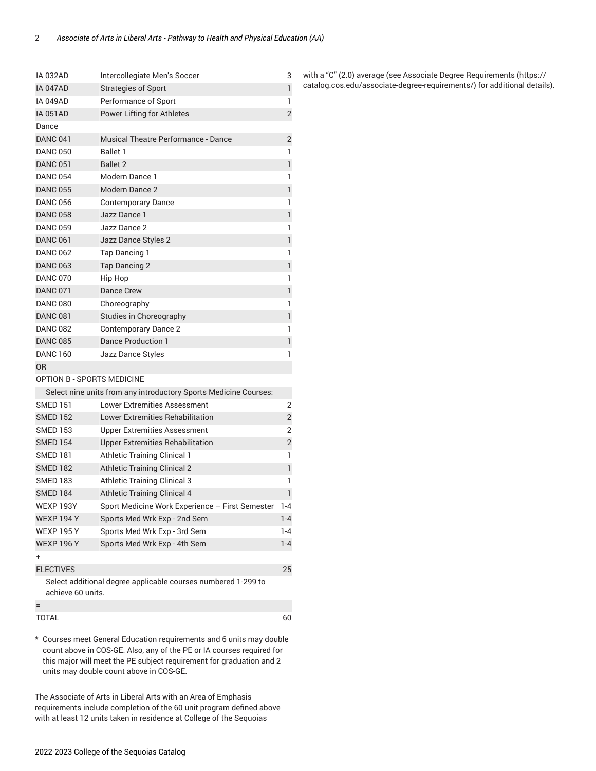| | | |
|---|---|---|
| IA 032AD | Intercollegiate Men's Soccer | 3 |
| IA 047AD | Strategies of Sport | 1 |
| IA 049AD | Performance of Sport | 1 |
| IA 051AD | Power Lifting for Athletes | 2 |
| Dance | | |
| DANC 041 | Musical Theatre Performance - Dance | 2 |
| DANC 050 | Ballet 1 | 1 |
| DANC 051 | Ballet 2 | 1 |
| DANC 054 | Modern Dance 1 | 1 |
| DANC 055 | Modern Dance 2 | 1 |
| DANC 056 | Contemporary Dance | 1 |
| DANC 058 | Jazz Dance 1 | 1 |
| DANC 059 | Jazz Dance 2 | 1 |
| DANC 061 | Jazz Dance Styles 2 | 1 |
| DANC 062 | Tap Dancing 1 | 1 |
| DANC 063 | Tap Dancing 2 | 1 |
| DANC 070 | Hip Hop | 1 |
| DANC 071 | Dance Crew | 1 |
| DANC 080 | Choreography | 1 |
| DANC 081 | Studies in Choreography | 1 |
| DANC 082 | Contemporary Dance 2 | 1 |
| DANC 085 | Dance Production 1 | 1 |
| DANC 160 | Jazz Dance Styles | 1 |
| OR | | |
| OPTION B - SPORTS MEDICINE | | |
| Select nine units from any introductory Sports Medicine Courses: | | |
| SMED 151 | Lower Extremities Assessment | 2 |
| SMED 152 | Lower Extremities Rehabilitation | 2 |
| SMED 153 | Upper Extremities Assessment | 2 |
| SMED 154 | Upper Extremities Rehabilitation | 2 |
| SMED 181 | Athletic Training Clinical 1 | 1 |
| SMED 182 | Athletic Training Clinical 2 | 1 |
| SMED 183 | Athletic Training Clinical 3 | 1 |
| SMED 184 | Athletic Training Clinical 4 | 1 |
| WEXP 193Y | Sport Medicine Work Experience – First Semester | 1-4 |
| WEXP 194 Y | Sports Med Wrk Exp - 2nd Sem | 1-4 |
| WEXP 195 Y | Sports Med Wrk Exp - 3rd Sem | 1-4 |
| WEXP 196 Y | Sports Med Wrk Exp - 4th Sem | 1-4 |
| + | | |
| ELECTIVES | | 25 |
| Select additional degree applicable courses numbered 1-299 to achieve 60 units. | | |
| = | | |
| TOTAL | | 60 |

\* Courses meet General Education requirements and 6 units may double count above in COS-GE. Also, any of the PE or IA courses required for this major will meet the PE subject requirement for graduation and 2 units may double count above in COS-GE.

The Associate of Arts in Liberal Arts with an Area of Emphasis requirements include completion of the 60 unit program defined above with at least 12 units taken in residence at College of the Sequoias with a "C" (2.0) average (see Associate Degree Requirements (https://catalog.cos.edu/associate-degree-requirements/) for additional details).